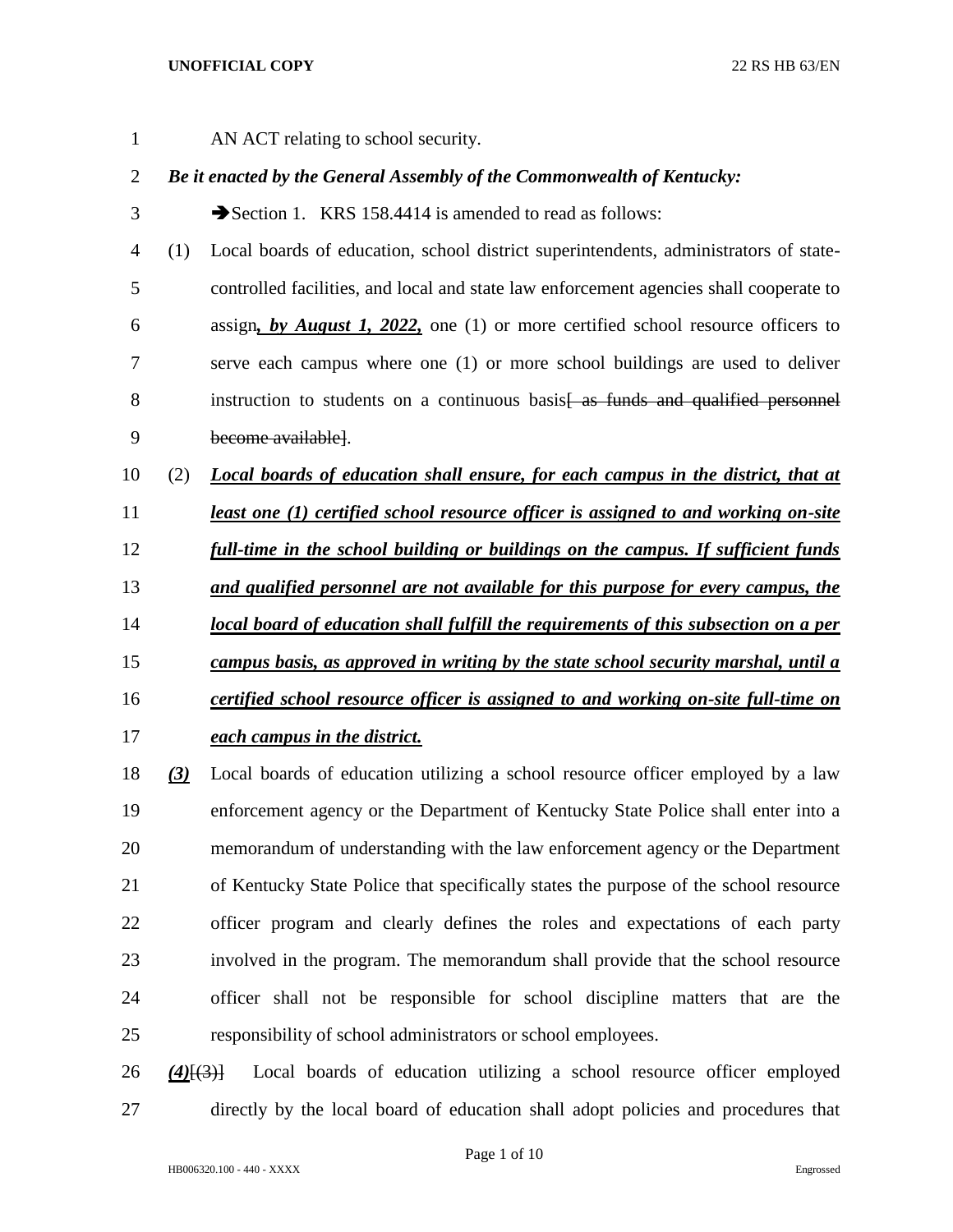AN ACT relating to school security.

***Be it enacted by the General Assembly of the Commonwealth of Kentucky:***

➔Section 1. KRS 158.4414 is amended to read as follows:

(1) Local boards of education, school district superintendents, administrators of state-controlled facilities, and local and state law enforcement agencies shall cooperate to assign***, by August 1, 2022,*** one (1) or more certified school resource officers to serve each campus where one (1) or more school buildings are used to deliver instruction to students on a continuous basis~~[ as funds and qualified personnel become available]~~.

(2) ***Local boards of education shall ensure, for each campus in the district, that at least one (1) certified school resource officer is assigned to and working on-site full-time in the school building or buildings on the campus. If sufficient funds and qualified personnel are not available for this purpose for every campus, the local board of education shall fulfill the requirements of this subsection on a per campus basis, as approved in writing by the state school security marshal, until a certified school resource officer is assigned to and working on-site full-time on each campus in the district.***

***(3)*** Local boards of education utilizing a school resource officer employed by a law enforcement agency or the Department of Kentucky State Police shall enter into a memorandum of understanding with the law enforcement agency or the Department of Kentucky State Police that specifically states the purpose of the school resource officer program and clearly defines the roles and expectations of each party involved in the program. The memorandum shall provide that the school resource officer shall not be responsible for school discipline matters that are the responsibility of school administrators or school employees.

***(4)***~~[(3)]~~ Local boards of education utilizing a school resource officer employed directly by the local board of education shall adopt policies and procedures that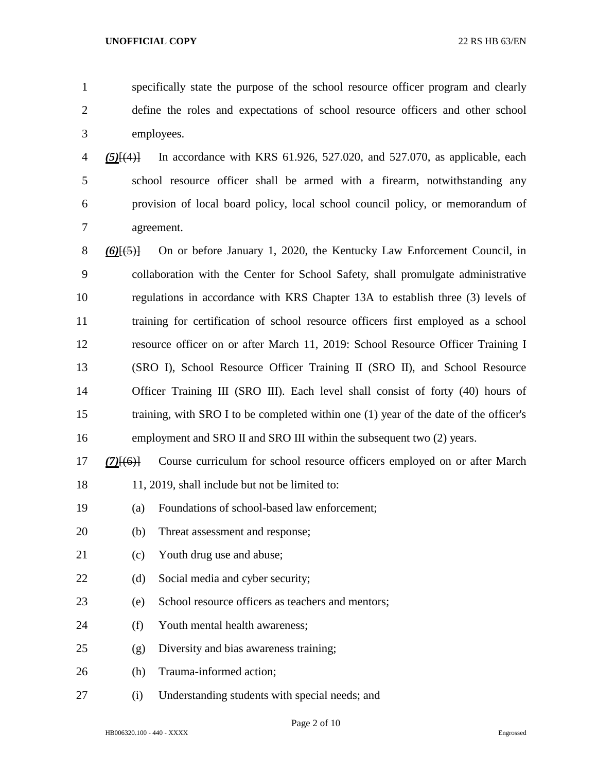specifically state the purpose of the school resource officer program and clearly define the roles and expectations of school resource officers and other school employees.

***(5)***~~[(4)]~~ In accordance with KRS 61.926, 527.020, and 527.070, as applicable, each school resource officer shall be armed with a firearm, notwithstanding any provision of local board policy, local school council policy, or memorandum of agreement.

***(6)***~~[(5)]~~ On or before January 1, 2020, the Kentucky Law Enforcement Council, in collaboration with the Center for School Safety, shall promulgate administrative regulations in accordance with KRS Chapter 13A to establish three (3) levels of training for certification of school resource officers first employed as a school resource officer on or after March 11, 2019: School Resource Officer Training I (SRO I), School Resource Officer Training II (SRO II), and School Resource Officer Training III (SRO III). Each level shall consist of forty (40) hours of training, with SRO I to be completed within one (1) year of the date of the officer's employment and SRO II and SRO III within the subsequent two (2) years.

***(7)***~~[(6)]~~ Course curriculum for school resource officers employed on or after March 11, 2019, shall include but not be limited to:

(a) Foundations of school-based law enforcement;

(b) Threat assessment and response;

(c) Youth drug use and abuse;

(d) Social media and cyber security;

(e) School resource officers as teachers and mentors;

(f) Youth mental health awareness;

(g) Diversity and bias awareness training;

(h) Trauma-informed action;

(i) Understanding students with special needs; and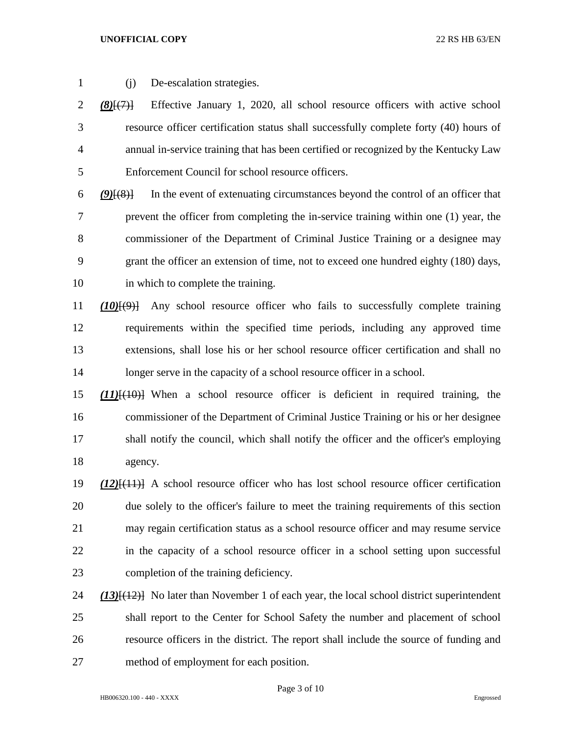(j) De-escalation strategies.

***(8)***[(7)] Effective January 1, 2020, all school resource officers with active school resource officer certification status shall successfully complete forty (40) hours of annual in-service training that has been certified or recognized by the Kentucky Law Enforcement Council for school resource officers.

***(9)***[(8)] In the event of extenuating circumstances beyond the control of an officer that prevent the officer from completing the in-service training within one (1) year, the commissioner of the Department of Criminal Justice Training or a designee may grant the officer an extension of time, not to exceed one hundred eighty (180) days, in which to complete the training.

***(10)***[(9)] Any school resource officer who fails to successfully complete training requirements within the specified time periods, including any approved time extensions, shall lose his or her school resource officer certification and shall no longer serve in the capacity of a school resource officer in a school.

***(11)***[(10)] When a school resource officer is deficient in required training, the commissioner of the Department of Criminal Justice Training or his or her designee shall notify the council, which shall notify the officer and the officer's employing agency.

***(12)***[(11)] A school resource officer who has lost school resource officer certification due solely to the officer's failure to meet the training requirements of this section may regain certification status as a school resource officer and may resume service in the capacity of a school resource officer in a school setting upon successful completion of the training deficiency.

***(13)***[(12)] No later than November 1 of each year, the local school district superintendent shall report to the Center for School Safety the number and placement of school resource officers in the district. The report shall include the source of funding and method of employment for each position.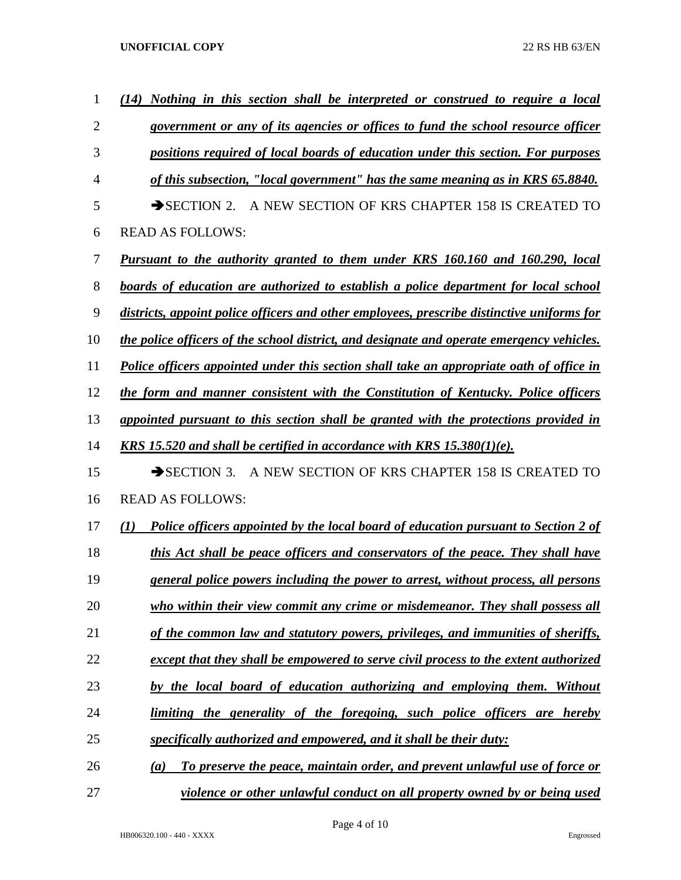***(14) Nothing in this section shall be interpreted or construed to require a local government or any of its agencies or offices to fund the school resource officer positions required of local boards of education under this section. For purposes of this subsection, "local government" has the same meaning as in KRS 65.8840.***

➔SECTION 2. A NEW SECTION OF KRS CHAPTER 158 IS CREATED TO READ AS FOLLOWS:

***Pursuant to the authority granted to them under KRS 160.160 and 160.290, local boards of education are authorized to establish a police department for local school districts, appoint police officers and other employees, prescribe distinctive uniforms for the police officers of the school district, and designate and operate emergency vehicles. Police officers appointed under this section shall take an appropriate oath of office in the form and manner consistent with the Constitution of Kentucky. Police officers appointed pursuant to this section shall be granted with the protections provided in KRS 15.520 and shall be certified in accordance with KRS 15.380(1)(e).***

➔SECTION 3. A NEW SECTION OF KRS CHAPTER 158 IS CREATED TO READ AS FOLLOWS:

***(1) Police officers appointed by the local board of education pursuant to Section 2 of this Act shall be peace officers and conservators of the peace. They shall have general police powers including the power to arrest, without process, all persons who within their view commit any crime or misdemeanor. They shall possess all of the common law and statutory powers, privileges, and immunities of sheriffs, except that they shall be empowered to serve civil process to the extent authorized by the local board of education authorizing and employing them. Without limiting the generality of the foregoing, such police officers are hereby specifically authorized and empowered, and it shall be their duty:***

***(a) To preserve the peace, maintain order, and prevent unlawful use of force or violence or other unlawful conduct on all property owned by or being used***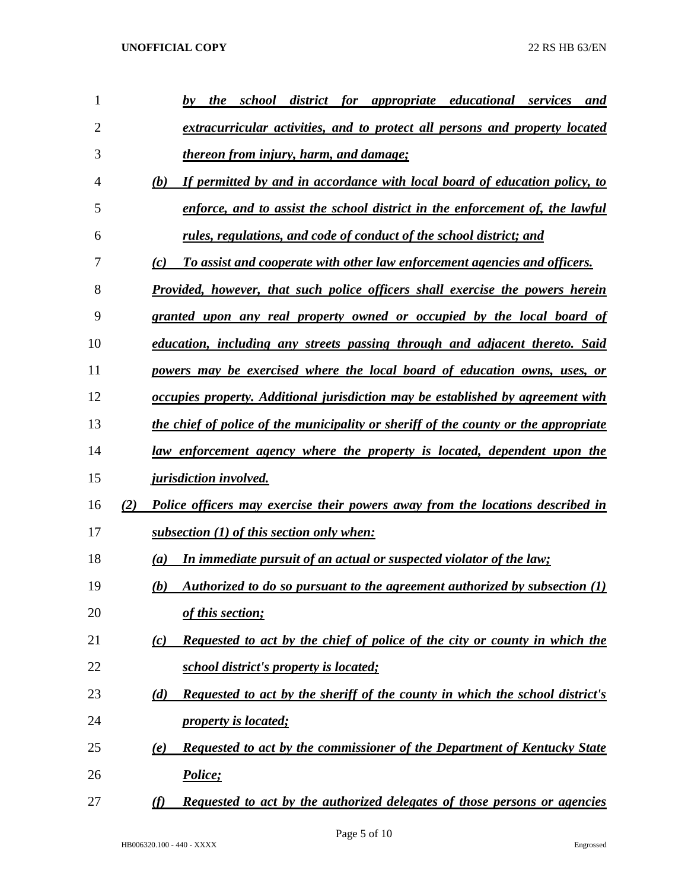*by the school district for appropriate educational services and extracurricular activities, and to protect all persons and property located thereon from injury, harm, and damage;*

*(b) If permitted by and in accordance with local board of education policy, to enforce, and to assist the school district in the enforcement of, the lawful rules, regulations, and code of conduct of the school district; and*

*(c) To assist and cooperate with other law enforcement agencies and officers.*

*Provided, however, that such police officers shall exercise the powers herein granted upon any real property owned or occupied by the local board of education, including any streets passing through and adjacent thereto. Said powers may be exercised where the local board of education owns, uses, or occupies property. Additional jurisdiction may be established by agreement with the chief of police of the municipality or sheriff of the county or the appropriate law enforcement agency where the property is located, dependent upon the jurisdiction involved.*

*(2) Police officers may exercise their powers away from the locations described in subsection (1) of this section only when:*

*(a) In immediate pursuit of an actual or suspected violator of the law;*

*(b) Authorized to do so pursuant to the agreement authorized by subsection (1) of this section;*

*(c) Requested to act by the chief of police of the city or county in which the school district's property is located;*

*(d) Requested to act by the sheriff of the county in which the school district's property is located;*

*(e) Requested to act by the commissioner of the Department of Kentucky State Police;*

*(f) Requested to act by the authorized delegates of those persons or agencies*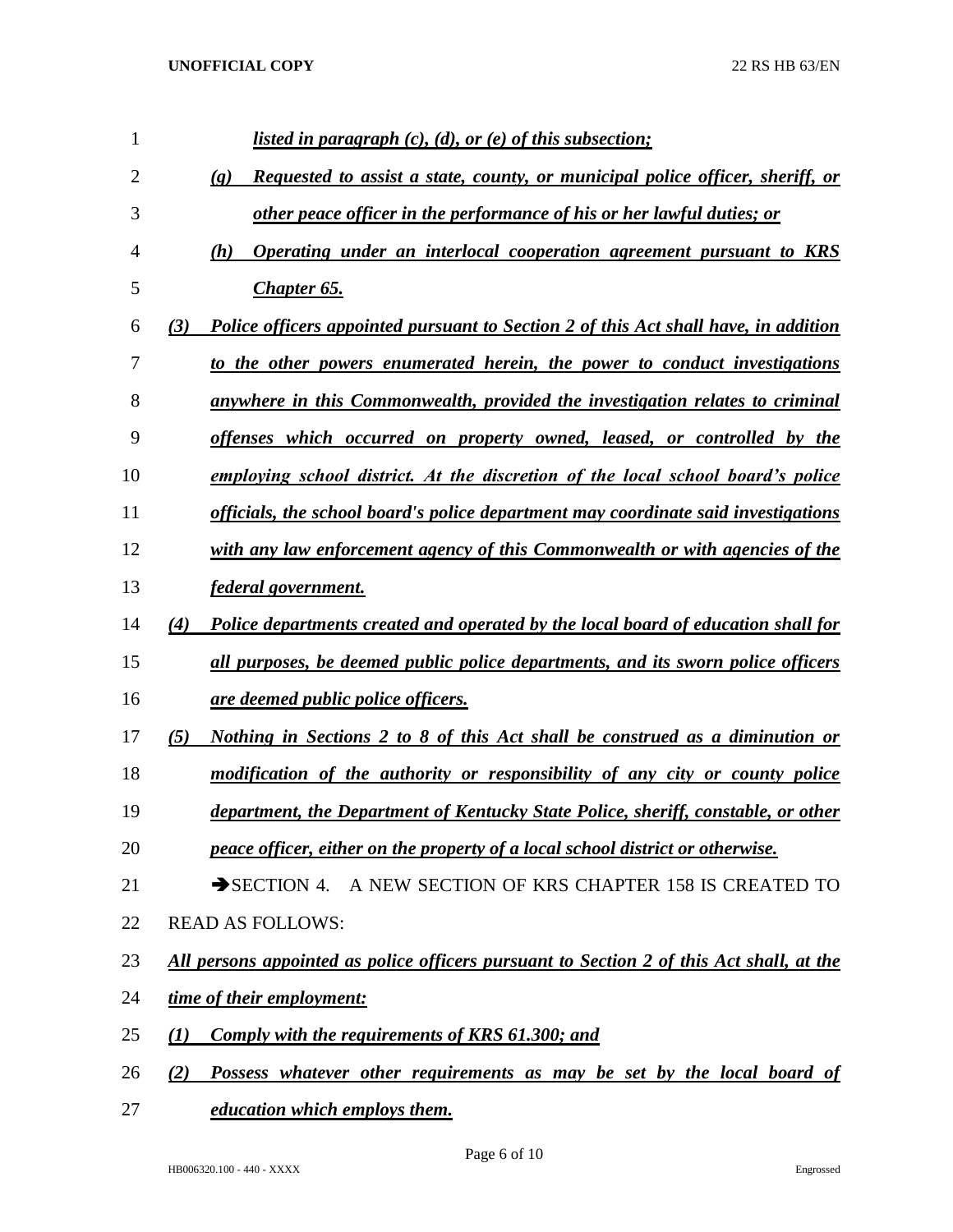*listed in paragraph (c), (d), or (e) of this subsection;*

*(g) Requested to assist a state, county, or municipal police officer, sheriff, or other peace officer in the performance of his or her lawful duties; or*

*(h) Operating under an interlocal cooperation agreement pursuant to KRS Chapter 65.*

*(3) Police officers appointed pursuant to Section 2 of this Act shall have, in addition to the other powers enumerated herein, the power to conduct investigations anywhere in this Commonwealth, provided the investigation relates to criminal offenses which occurred on property owned, leased, or controlled by the employing school district. At the discretion of the local school board's police officials, the school board's police department may coordinate said investigations with any law enforcement agency of this Commonwealth or with agencies of the federal government.*

*(4) Police departments created and operated by the local board of education shall for all purposes, be deemed public police departments, and its sworn police officers are deemed public police officers.*

*(5) Nothing in Sections 2 to 8 of this Act shall be construed as a diminution or modification of the authority or responsibility of any city or county police department, the Department of Kentucky State Police, sheriff, constable, or other peace officer, either on the property of a local school district or otherwise.*

➔SECTION 4. A NEW SECTION OF KRS CHAPTER 158 IS CREATED TO READ AS FOLLOWS:

*All persons appointed as police officers pursuant to Section 2 of this Act shall, at the time of their employment:*

*(1) Comply with the requirements of KRS 61.300; and*

*(2) Possess whatever other requirements as may be set by the local board of education which employs them.*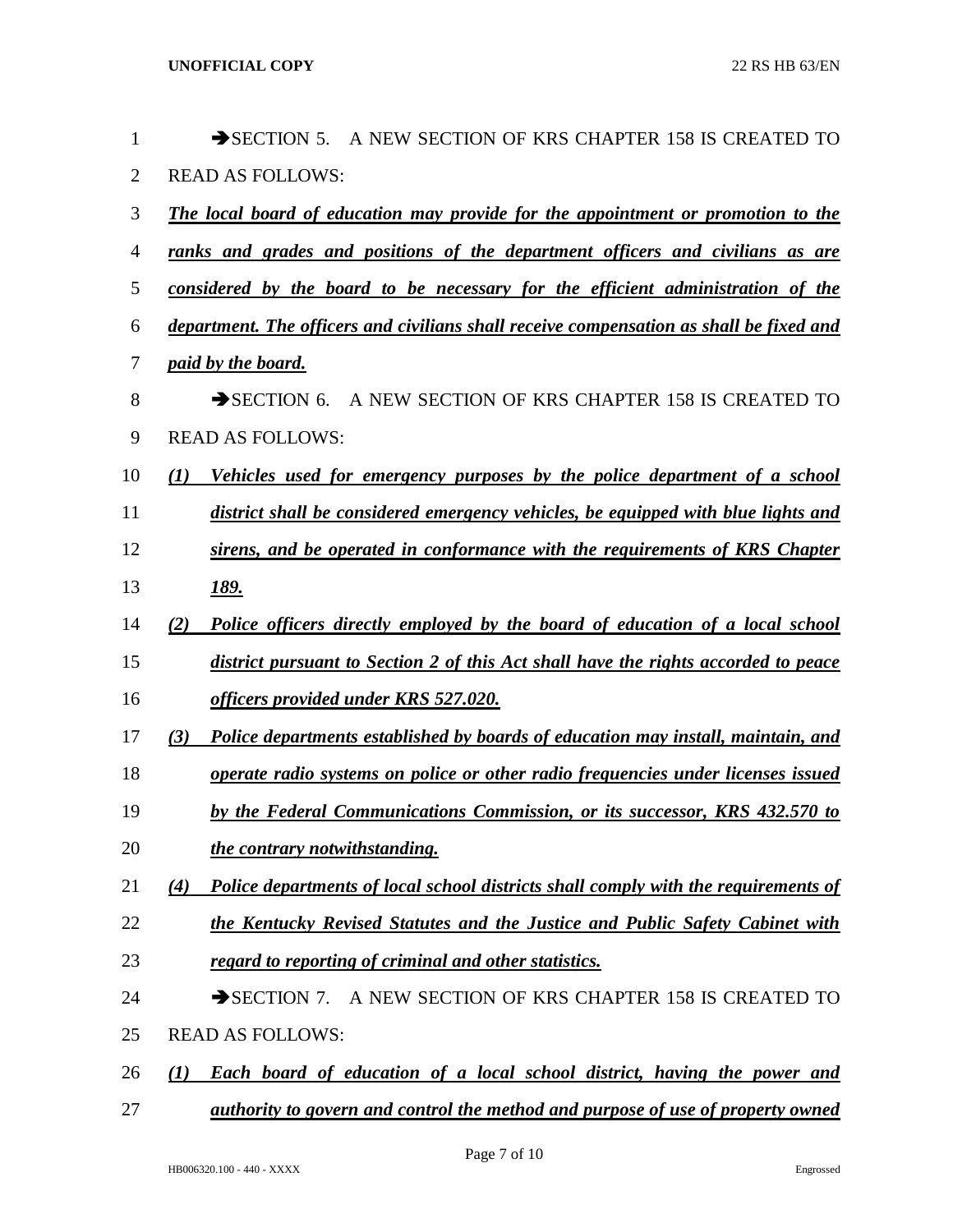➔SECTION 5. A NEW SECTION OF KRS CHAPTER 158 IS CREATED TO READ AS FOLLOWS:

***The local board of education may provide for the appointment or promotion to the ranks and grades and positions of the department officers and civilians as are considered by the board to be necessary for the efficient administration of the department. The officers and civilians shall receive compensation as shall be fixed and paid by the board.***

➔SECTION 6. A NEW SECTION OF KRS CHAPTER 158 IS CREATED TO READ AS FOLLOWS:

***(1) Vehicles used for emergency purposes by the police department of a school district shall be considered emergency vehicles, be equipped with blue lights and sirens, and be operated in conformance with the requirements of KRS Chapter 189.***

***(2) Police officers directly employed by the board of education of a local school district pursuant to Section 2 of this Act shall have the rights accorded to peace officers provided under KRS 527.020.***

***(3) Police departments established by boards of education may install, maintain, and operate radio systems on police or other radio frequencies under licenses issued by the Federal Communications Commission, or its successor, KRS 432.570 to the contrary notwithstanding.***

***(4) Police departments of local school districts shall comply with the requirements of the Kentucky Revised Statutes and the Justice and Public Safety Cabinet with regard to reporting of criminal and other statistics.***

➔SECTION 7. A NEW SECTION OF KRS CHAPTER 158 IS CREATED TO READ AS FOLLOWS:

***(1) Each board of education of a local school district, having the power and authority to govern and control the method and purpose of use of property owned***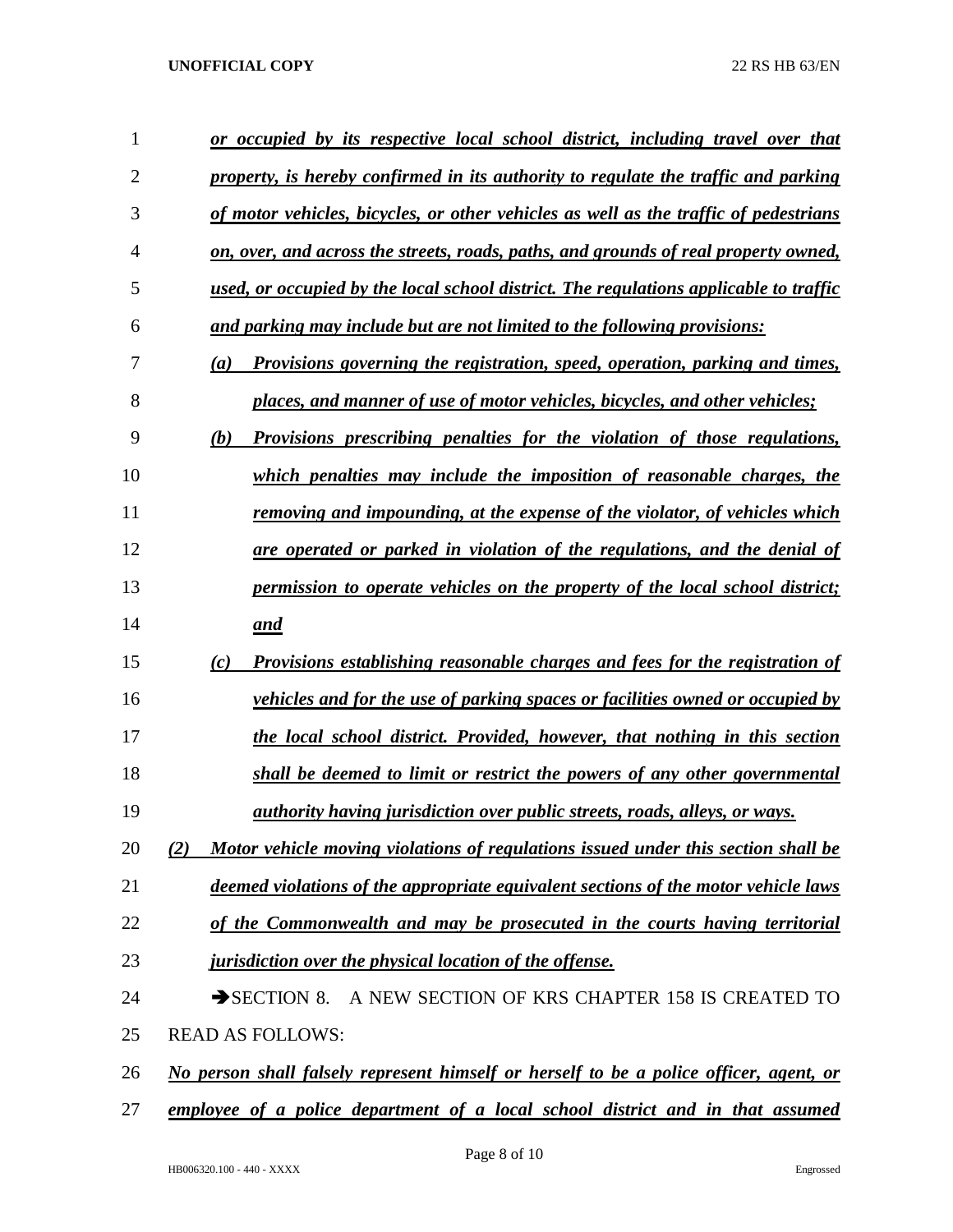*or occupied by its respective local school district, including travel over that property, is hereby confirmed in its authority to regulate the traffic and parking of motor vehicles, bicycles, or other vehicles as well as the traffic of pedestrians on, over, and across the streets, roads, paths, and grounds of real property owned, used, or occupied by the local school district. The regulations applicable to traffic and parking may include but are not limited to the following provisions:*

*(a) Provisions governing the registration, speed, operation, parking and times, places, and manner of use of motor vehicles, bicycles, and other vehicles;*

*(b) Provisions prescribing penalties for the violation of those regulations, which penalties may include the imposition of reasonable charges, the removing and impounding, at the expense of the violator, of vehicles which are operated or parked in violation of the regulations, and the denial of permission to operate vehicles on the property of the local school district; and*

*(c) Provisions establishing reasonable charges and fees for the registration of vehicles and for the use of parking spaces or facilities owned or occupied by the local school district. Provided, however, that nothing in this section shall be deemed to limit or restrict the powers of any other governmental authority having jurisdiction over public streets, roads, alleys, or ways.*

*(2) Motor vehicle moving violations of regulations issued under this section shall be deemed violations of the appropriate equivalent sections of the motor vehicle laws of the Commonwealth and may be prosecuted in the courts having territorial jurisdiction over the physical location of the offense.*

➔SECTION 8. A NEW SECTION OF KRS CHAPTER 158 IS CREATED TO READ AS FOLLOWS:

*No person shall falsely represent himself or herself to be a police officer, agent, or employee of a police department of a local school district and in that assumed*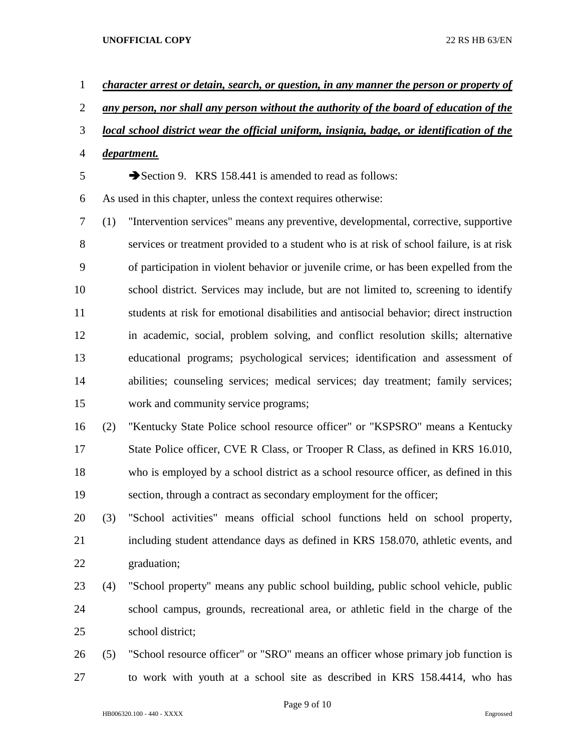***character arrest or detain, search, or question, in any manner the person or property of any person, nor shall any person without the authority of the board of education of the local school district wear the official uniform, insignia, badge, or identification of the department.***

➔Section 9. KRS 158.441 is amended to read as follows:

As used in this chapter, unless the context requires otherwise:

(1) "Intervention services" means any preventive, developmental, corrective, supportive services or treatment provided to a student who is at risk of school failure, is at risk of participation in violent behavior or juvenile crime, or has been expelled from the school district. Services may include, but are not limited to, screening to identify students at risk for emotional disabilities and antisocial behavior; direct instruction in academic, social, problem solving, and conflict resolution skills; alternative educational programs; psychological services; identification and assessment of abilities; counseling services; medical services; day treatment; family services; work and community service programs;

(2) "Kentucky State Police school resource officer" or "KSPSRO" means a Kentucky State Police officer, CVE R Class, or Trooper R Class, as defined in KRS 16.010, who is employed by a school district as a school resource officer, as defined in this section, through a contract as secondary employment for the officer;

(3) "School activities" means official school functions held on school property, including student attendance days as defined in KRS 158.070, athletic events, and graduation;

(4) "School property" means any public school building, public school vehicle, public school campus, grounds, recreational area, or athletic field in the charge of the school district;

(5) "School resource officer" or "SRO" means an officer whose primary job function is to work with youth at a school site as described in KRS 158.4414, who has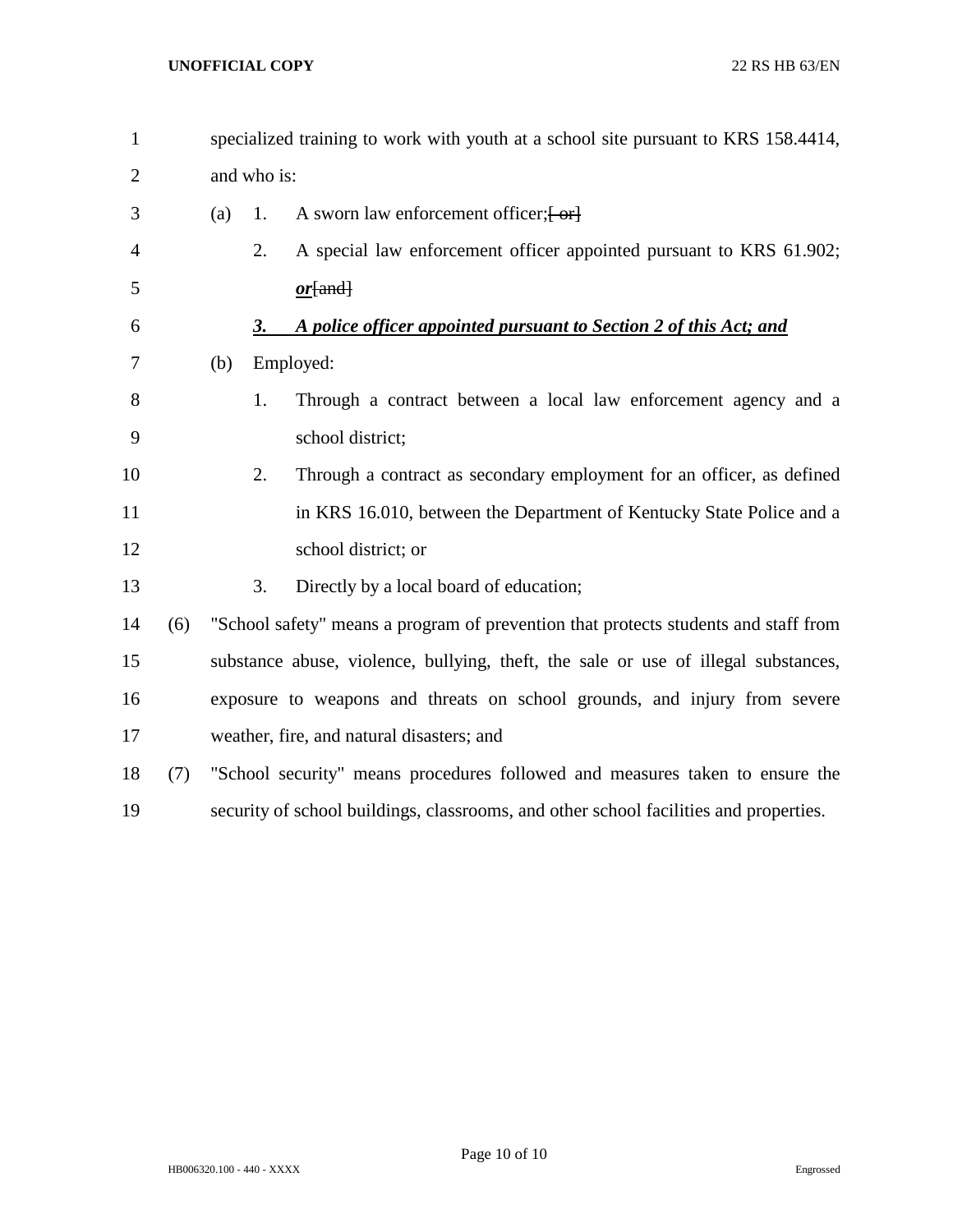specialized training to work with youth at a school site pursuant to KRS 158.4414, and who is:

(a) 1. A sworn law enforcement officer;~~[ or]~~

2. A special law enforcement officer appointed pursuant to KRS 61.902; ***or***~~[and]~~

***3. A police officer appointed pursuant to Section 2 of this Act; and***

(b) Employed:

1. Through a contract between a local law enforcement agency and a school district;

2. Through a contract as secondary employment for an officer, as defined in KRS 16.010, between the Department of Kentucky State Police and a school district; or

3. Directly by a local board of education;

(6) "School safety" means a program of prevention that protects students and staff from substance abuse, violence, bullying, theft, the sale or use of illegal substances, exposure to weapons and threats on school grounds, and injury from severe weather, fire, and natural disasters; and

(7) "School security" means procedures followed and measures taken to ensure the security of school buildings, classrooms, and other school facilities and properties.